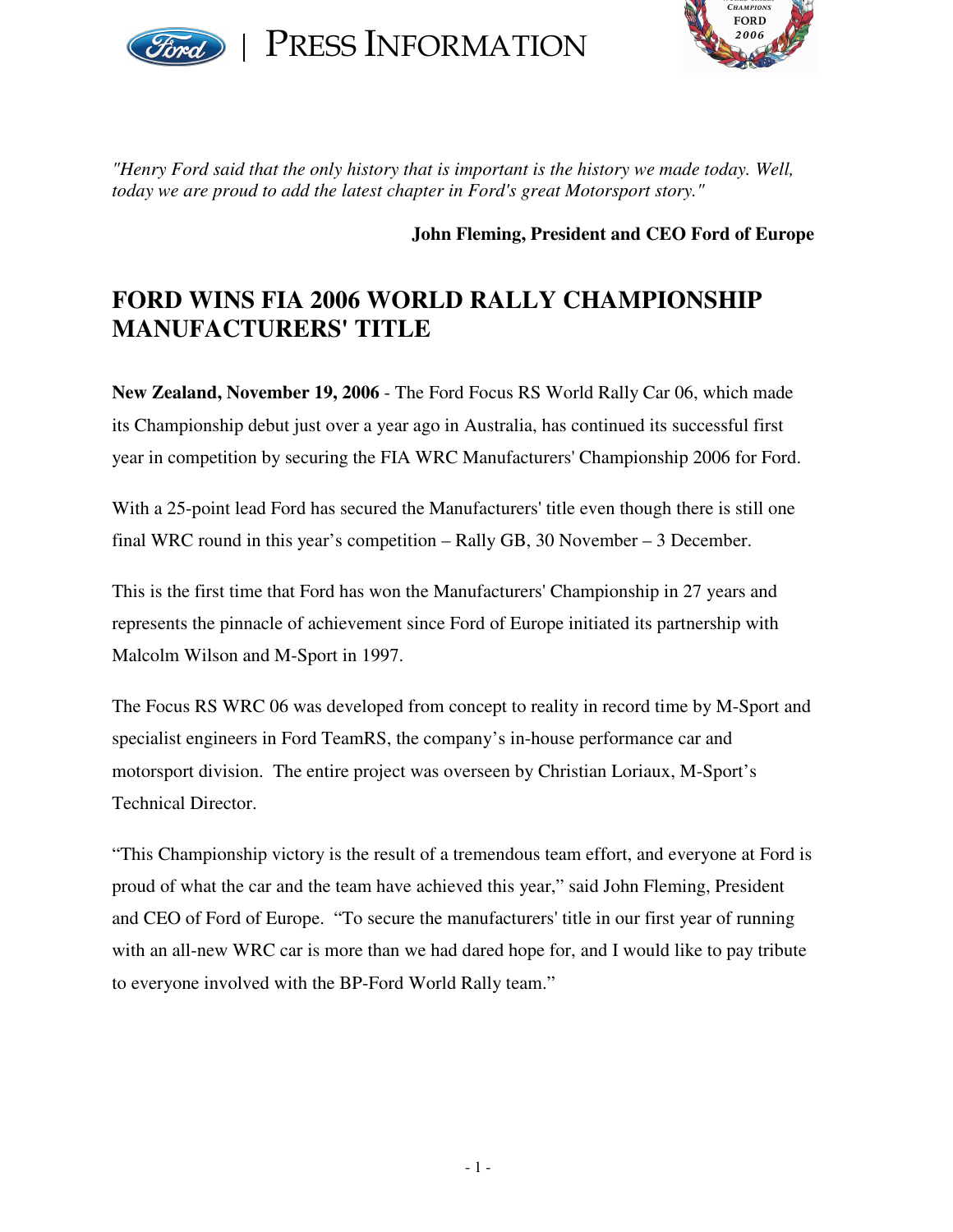PRESS INFORMATION

*"Henry Ford said that the only history that is important is the history we made today. Well, today we are proud to add the latest chapter in Ford's great Motorsport story."*

**John Fleming, President and CEO Ford of Europe**

# FORD WINS FIA 2006 WORLD RALLY CHAMPIONSHIP MANUFACTURERS' TITLE

**New Zealand, November 19, 2006** - The Ford Focus RS World Rally Car 06, which made its Championship debut just over a year ago in Australia, has continued its successful first year in competition by securing the FIA WRC Manufacturers' Championship 2006 for Ford.

With a 25-point lead Ford has secured the Manufacturers' title even though there is still one final WRC round in this year's competition – Rally GB, 30 November – 3 December.

This is the first time that Ford has won the Manufacturers' Championship in 27 years and represents the pinnacle of achievement since Ford of Europe initiated its partnership with Malcolm Wilson and M-Sport in 1997.

The Focus RS WRC 06 was developed from concept to reality in record time by M-Sport and specialist engineers in Ford TeamRS, the company's in-house performance car and motorsport division. The entire project was overseen by Christian Loriaux, M-Sport's Technical Director.

"This Championship victory is the result of a tremendous team effort, and everyone at Ford is proud of what the car and the team have achieved this year," said John Fleming, President and CEO of Ford of Europe. "To secure the manufacturers' title in our first year of running with an all-new WRC car is more than we had dared hope for, and I would like to pay tribute to everyone involved with the BP-Ford World Rally team."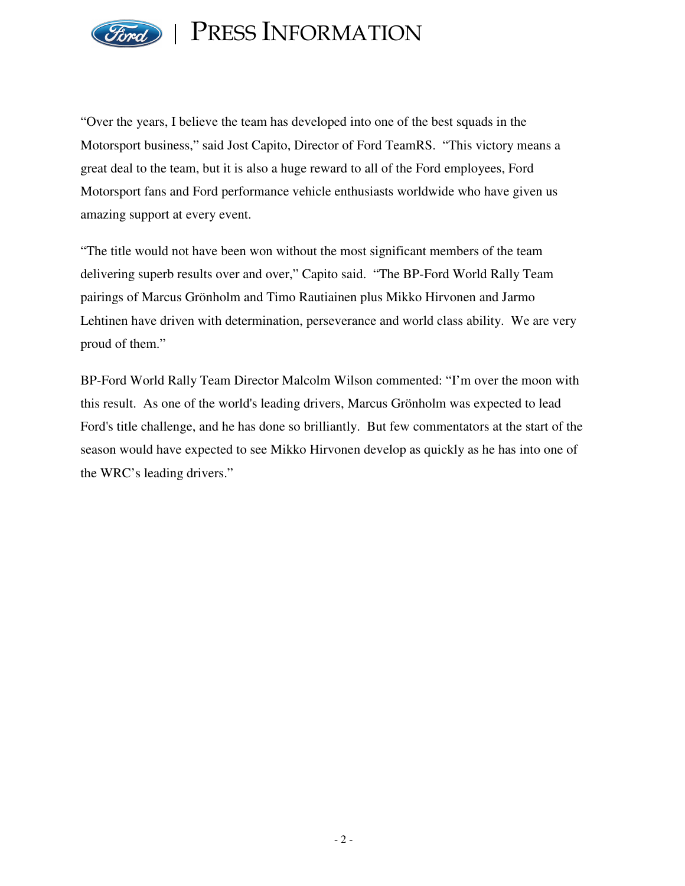"Over the years, I believe the team has developed into one of the best squads in the Motorsport business," said Jost Capito, Director of Ford TeamRS. "This victory means a great deal to the team, but it is also a huge reward to all of the Ford employees, Ford Motorsport fans and Ford performance vehicle enthusiasts worldwide who have given us amazing support at every event.

"The title would not have been won without the most significant members of the team delivering superb results over and over," Capito said. "The BP-Ford World Rally Team pairings of Marcus Grönholm and Timo Rautiainen plus Mikko Hirvonen and Jarmo Lehtinen have driven with determination, perseverance and world class ability. We are very proud of them."

BP-Ford World Rally Team Director Malcolm Wilson commented: "I'm over the moon with this result. As one of the world's leading drivers, Marcus Grönholm was expected to lead Ford's title challenge, and he has done so brilliantly. But few commentators at the start of the season would have expected to see Mikko Hirvonen develop as quickly as he has into one of the WRC's leading drivers."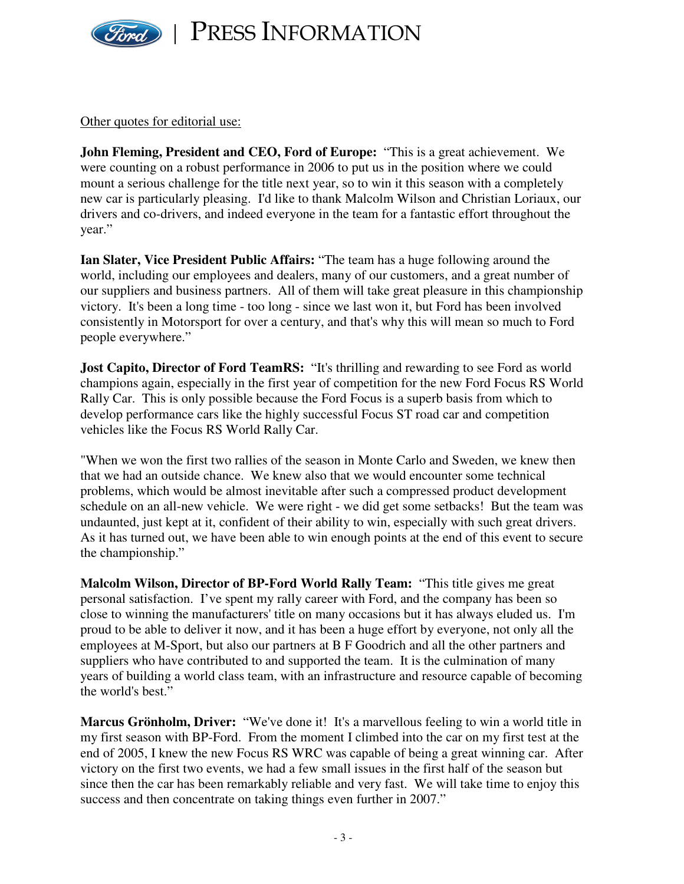Other quotes for editorial use:

**John Fleming, President and CEO, Ford of Europe:** "This is a great achievement. We were counting on a robust performance in 2006 to put us in the position where we could mount a serious challenge for the title next year, so to win it this season with a completely new car is particularly pleasing. I'd like to thank Malcolm Wilson and Christian Loriaux, our drivers and co-drivers, and indeed everyone in the team for a fantastic effort throughout the year."

**Ian Slater, Vice President Public Affairs:** "The team has a huge following around the world, including our employees and dealers, many of our customers, and a great number of our suppliers and business partners. All of them will take great pleasure in this championship victory. It's been a long time - too long - since we last won it, but Ford has been involved consistently in Motorsport for over a century, and that's why this will mean so much to Ford people everywhere."

**Jost Capito, Director of Ford TeamRS:** "It's thrilling and rewarding to see Ford as world champions again, especially in the first year of competition for the new Ford Focus RS World Rally Car. This is only possible because the Ford Focus is a superb basis from which to develop performance cars like the highly successful Focus ST road car and competition vehicles like the Focus RS World Rally Car.

"When we won the first two rallies of the season in Monte Carlo and Sweden, we knew then that we had an outside chance. We knew also that we would encounter some technical problems, which would be almost inevitable after such a compressed product development schedule on an all-new vehicle. We were right - we did get some setbacks! But the team was undaunted, just kept at it, confident of their ability to win, especially with such great drivers. As it has turned out, we have been able to win enough points at the end of this event to secure the championship."

**Malcolm Wilson, Director of BP-Ford World Rally Team:** "This title gives me great personal satisfaction. I've spent my rally career with Ford, and the company has been so close to winning the manufacturers' title on many occasions but it has always eluded us. I'm proud to be able to deliver it now, and it has been a huge effort by everyone, not only all the employees at M-Sport, but also our partners at B F Goodrich and all the other partners and suppliers who have contributed to and supported the team. It is the culmination of many years of building a world class team, with an infrastructure and resource capable of becoming the world's best."

**Marcus Grönholm, Driver:** "We've done it! It's a marvellous feeling to win a world title in my first season with BP-Ford. From the moment I climbed into the car on my first test at the end of 2005, I knew the new Focus RS WRC was capable of being a great winning car. After victory on the first two events, we had a few small issues in the first half of the season but since then the car has been remarkably reliable and very fast. We will take time to enjoy this success and then concentrate on taking things even further in 2007."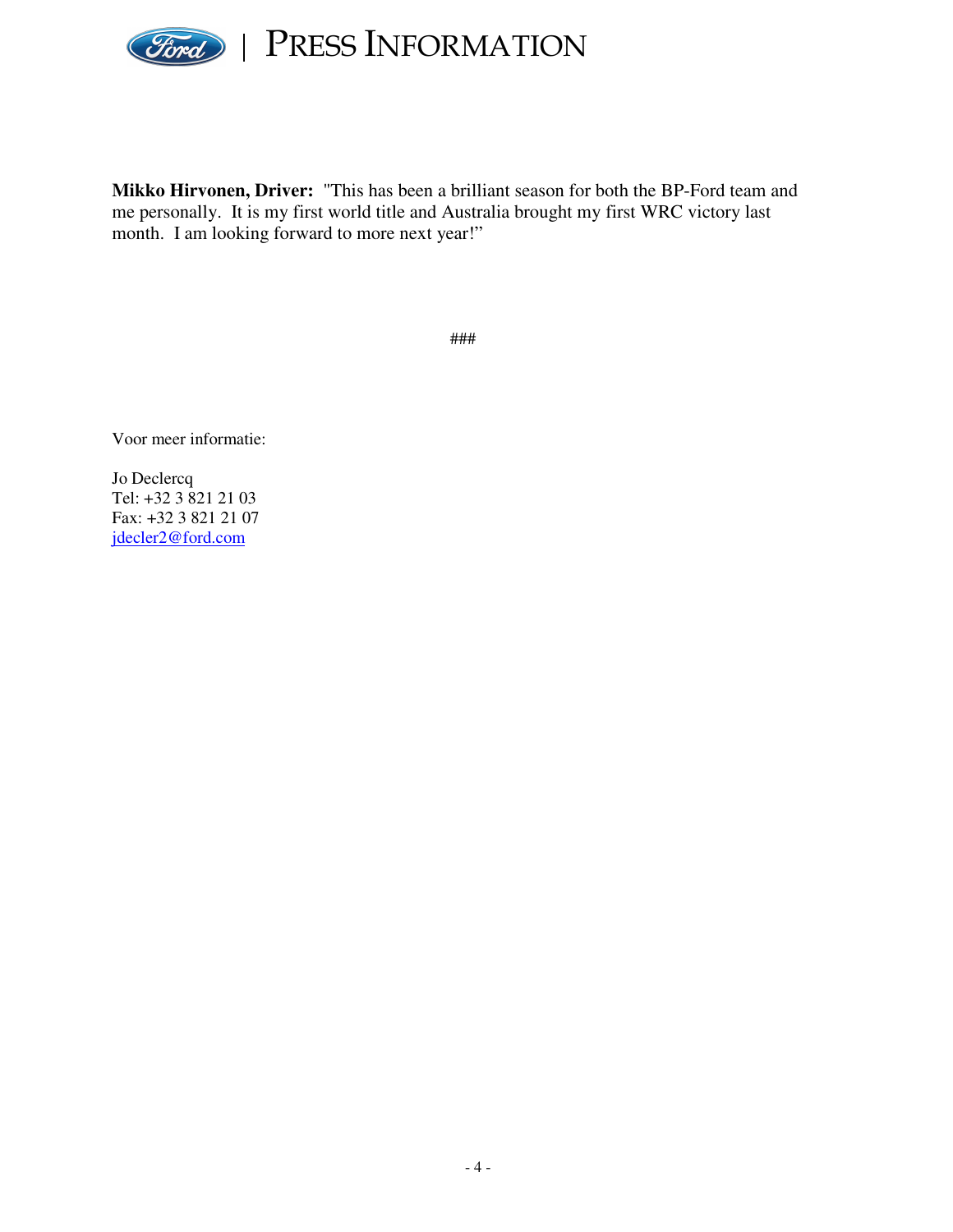**Mikko Hirvonen, Driver:** "This has been a brilliant season for both the BP-Ford team and me personally. It is my first world title and Australia brought my first WRC victory last month. I am looking forward to more next year!"

###

Voor meer informatie:

Jo Declercq
Tel: +32 3 821 21 03
Fax: +32 3 821 21 07
jdecler2@ford.com